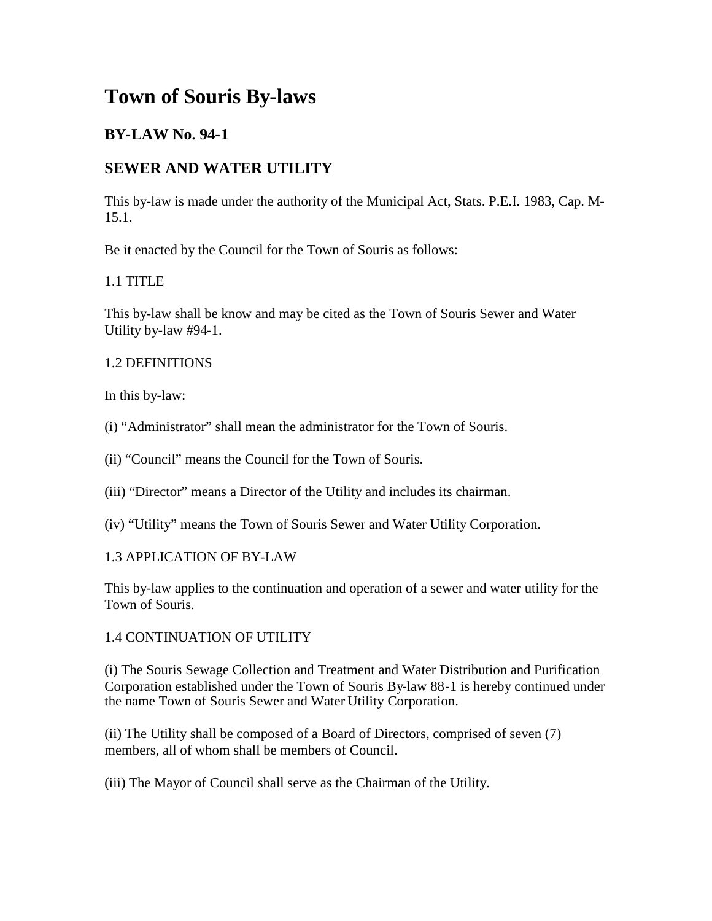# Town of Souris By-laws

## BY-LAW No. 94-1

## SEWER AND WATER UTILITY

This by-law is made under the authority of the Municipal Act, Stats. P.E.I. 1983, Cap. M-15.1.

Be it enacted by the Council for the Town of Souris as follows:

1.1 TITLE

This by-law shall be know and may be cited as the Town of Souris Sewer and Water Utility by-law #94-1.

1.2 DEFINITIONS

In this by-law:

(i) "Administrator" shall mean the administrator for the Town of Souris.

(ii) "Council" means the Council for the Town of Souris.

(iii) "Director" means a Director of the Utility and includes its chairman.

(iv) "Utility" means the Town of Souris Sewer and Water Utility Corporation.

1.3 APPLICATION OF BY-LAW

This by-law applies to the continuation and operation of a sewer and water utility for the Town of Souris.

1.4 CONTINUATION OF UTILITY

(i) The Souris Sewage Collection and Treatment and Water Distribution and Purification Corporation established under the Town of Souris By-law 88-1 is hereby continued under the name Town of Souris Sewer and Water Utility Corporation.

(ii) The Utility shall be composed of a Board of Directors, comprised of seven (7) members, all of whom shall be members of Council.

(iii) The Mayor of Council shall serve as the Chairman of the Utility.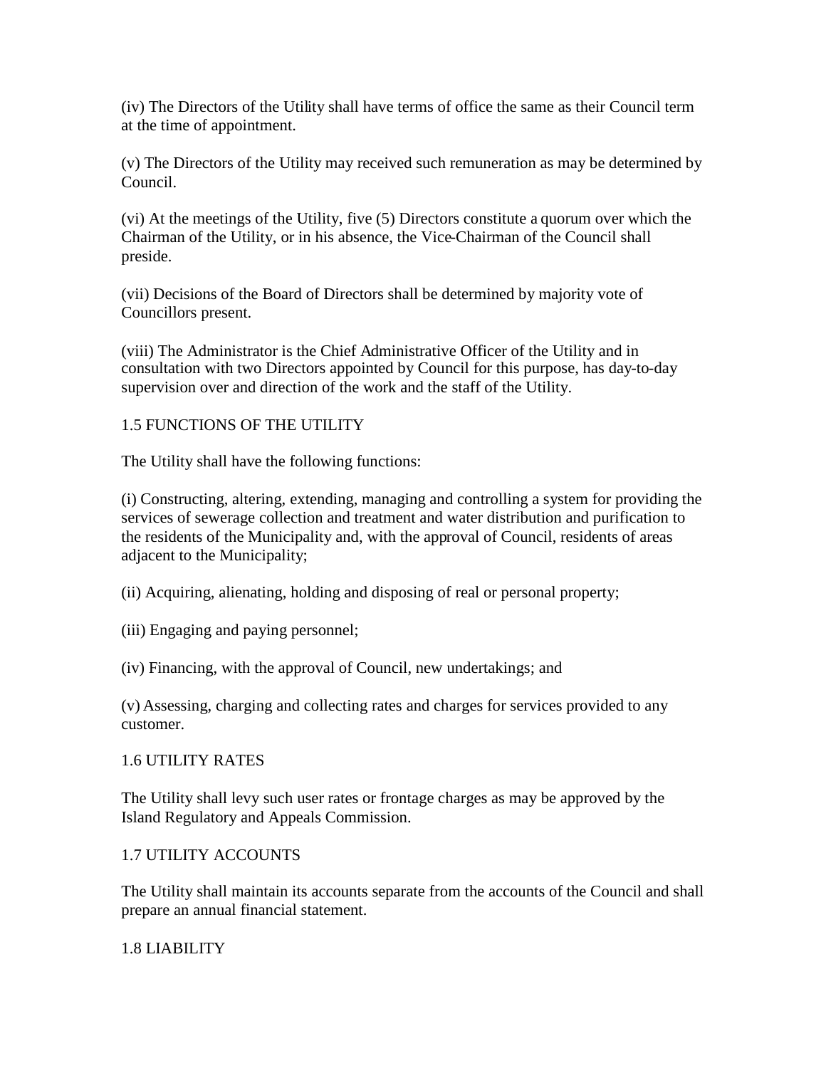(iv) The Directors of the Utility shall have terms of office the same as their Council term at the time of appointment.

(v) The Directors of the Utility may received such remuneration as may be determined by Council.

(vi) At the meetings of the Utility, five (5) Directors constitute a quorum over which the Chairman of the Utility, or in his absence, the Vice-Chairman of the Council shall preside.

(vii) Decisions of the Board of Directors shall be determined by majority vote of Councillors present.

(viii) The Administrator is the Chief Administrative Officer of the Utility and in consultation with two Directors appointed by Council for this purpose, has day-to-day supervision over and direction of the work and the staff of the Utility.

1.5 FUNCTIONS OF THE UTILITY

The Utility shall have the following functions:

(i) Constructing, altering, extending, managing and controlling a system for providing the services of sewerage collection and treatment and water distribution and purification to the residents of the Municipality and, with the approval of Council, residents of areas adjacent to the Municipality;

(ii) Acquiring, alienating, holding and disposing of real or personal property;

(iii) Engaging and paying personnel;

(iv) Financing, with the approval of Council, new undertakings; and

(v) Assessing, charging and collecting rates and charges for services provided to any customer.

1.6 UTILITY RATES

The Utility shall levy such user rates or frontage charges as may be approved by the Island Regulatory and Appeals Commission.

1.7 UTILITY ACCOUNTS

The Utility shall maintain its accounts separate from the accounts of the Council and shall prepare an annual financial statement.

1.8 LIABILITY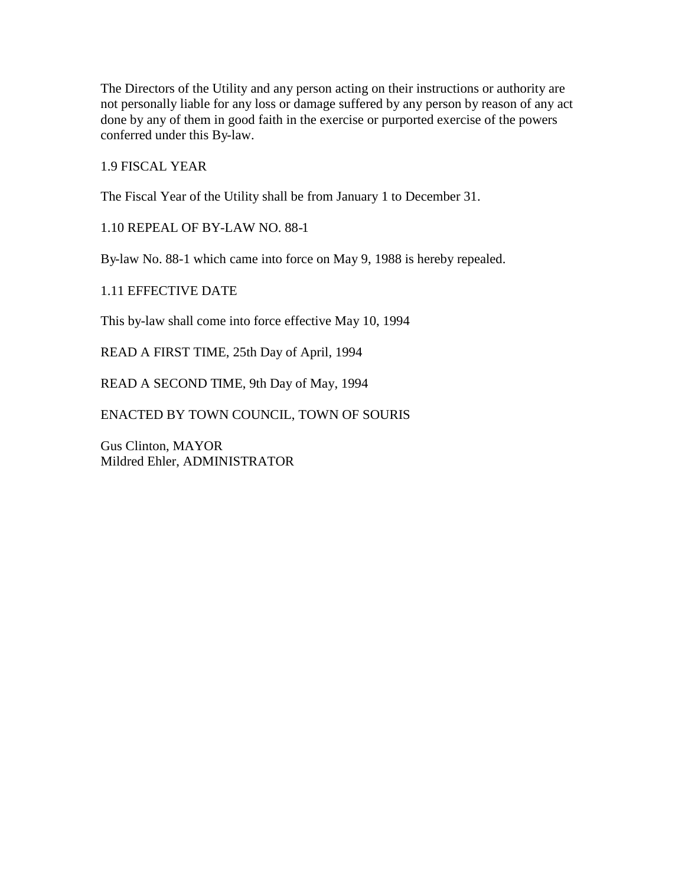The Directors of the Utility and any person acting on their instructions or authority are not personally liable for any loss or damage suffered by any person by reason of any act done by any of them in good faith in the exercise or purported exercise of the powers conferred under this By-law.

1.9 FISCAL YEAR

The Fiscal Year of the Utility shall be from January 1 to December 31.

1.10 REPEAL OF BY-LAW NO. 88-1

By-law No. 88-1 which came into force on May 9, 1988 is hereby repealed.

1.11 EFFECTIVE DATE

This by-law shall come into force effective May 10, 1994

READ A FIRST TIME, 25th Day of April, 1994

READ A SECOND TIME, 9th Day of May, 1994

ENACTED BY TOWN COUNCIL, TOWN OF SOURIS

Gus Clinton, MAYOR
Mildred Ehler, ADMINISTRATOR